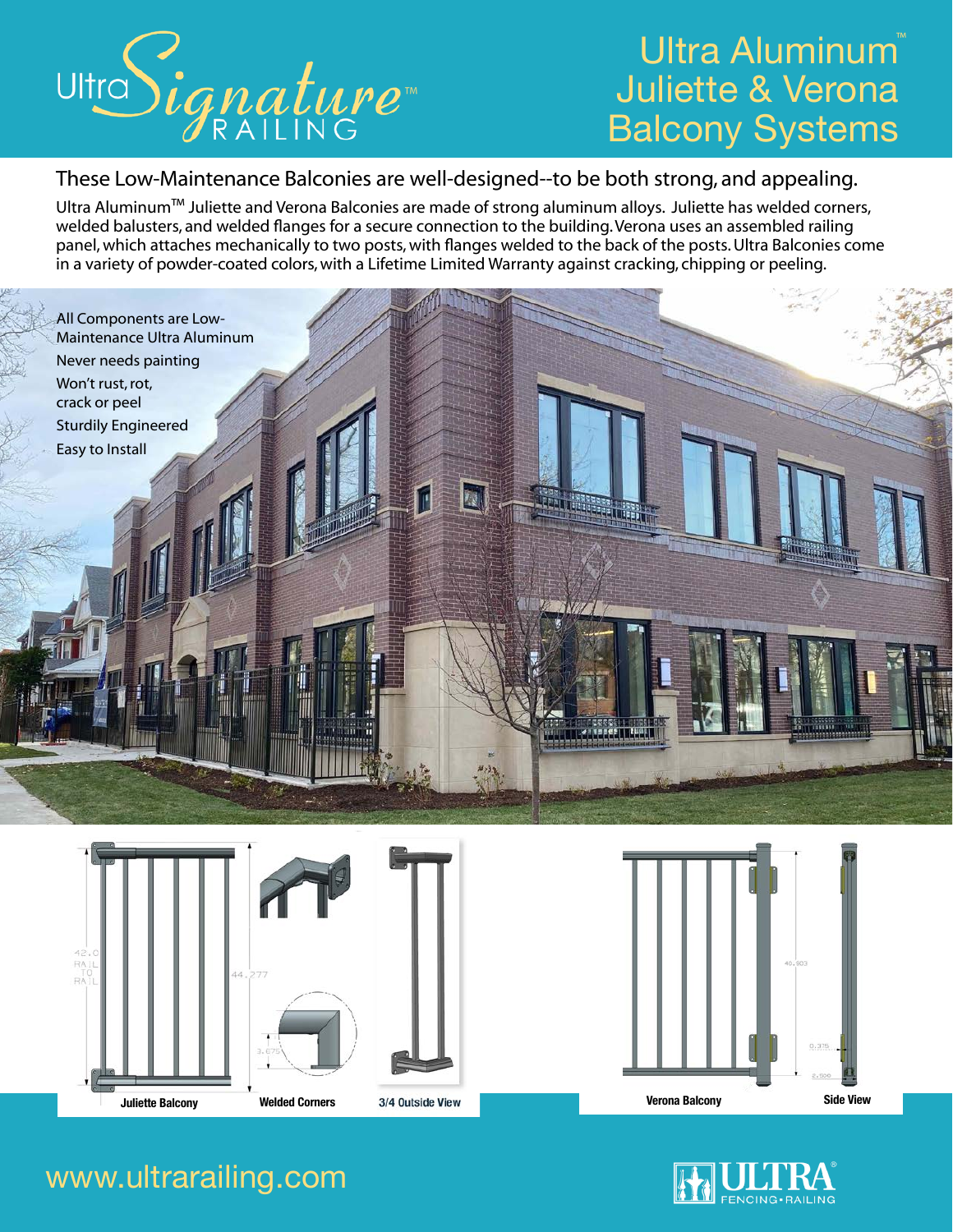# Ultra Signature™ RAILING

# Ultra Aluminum™ Juliette & Verona Balcony Systems

## These Low-Maintenance Balconies are well-designed--to be both strong, and appealing.

Ultra Aluminum™ Juliette and Verona Balconies are made of strong aluminum alloys. Juliette has welded corners, welded balusters, and welded flanges for a secure connection to the building. Verona uses an assembled railing panel, which attaches mechanically to two posts, with flanges welded to the back of the posts. Ultra Balconies come in a variety of powder-coated colors, with a Lifetime Limited Warranty against cracking, chipping or peeling.

- All Components are Low-Maintenance Ultra Aluminum
- Never needs painting
- Won't rust, rot, crack or peel
- Sturdily Engineered
- Easy to Install

42.0 RAIL TO RAIL

44.277

3.675

Juliette Balcony

Welded Corners

3/4 Outside View

40.803

0.375

2.500

Verona Balcony

Side View

www.ultrarailing.com

ULTRA® FENCING • RAILING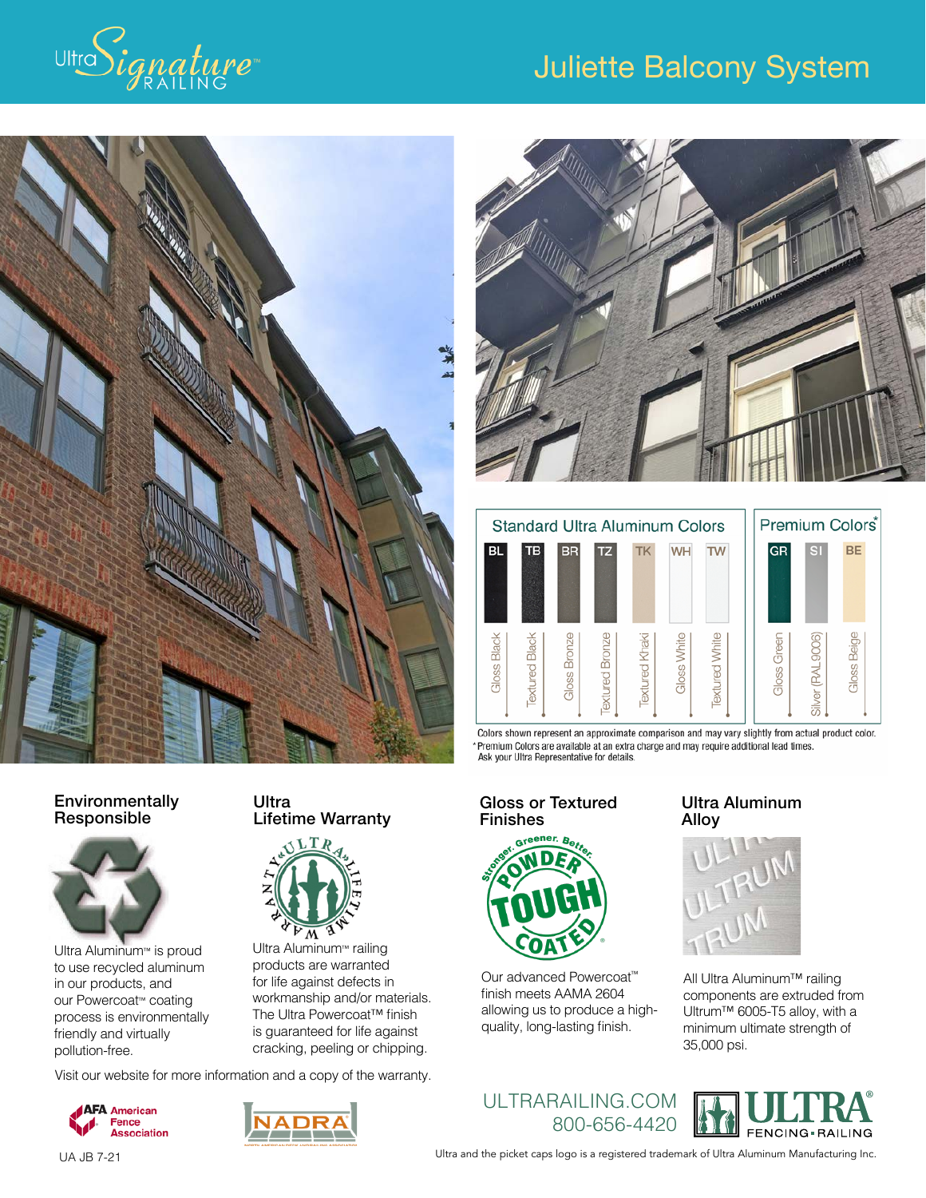# Juliette Balcony System

## Standard Ultra Aluminum Colors

| BL | TB | BR | TZ | TK | WH | TW |
| --- | --- | --- | --- | --- | --- | --- |
| Gloss Black | Textured Black | Gloss Bronze | Textured Bronze | Textured Khaki | Gloss White | Textured White |

## Premium Colors*

| GR | SI | BE |
| --- | --- | --- |
| Gloss Green | Silver (RAL9006) | Gloss Beige |

Colors shown represent an approximate comparison and may vary slightly from actual product color.
*Premium Colors are available at an extra charge and may require additional lead times.
Ask your Ultra Representative for details.

### Environmentally Responsible

Ultra Aluminum™ is proud to use recycled aluminum in our products, and our Powercoat™ coating process is environmentally friendly and virtually pollution-free.

### Ultra Lifetime Warranty

Ultra Aluminum™ railing products are warranted for life against defects in workmanship and/or materials. The Ultra Powercoat™ finish is guaranteed for life against cracking, peeling or chipping.

Visit our website for more information and a copy of the warranty.

### Gloss or Textured Finishes

Our advanced Powercoat™ finish meets AAMA 2604 allowing us to produce a high-quality, long-lasting finish.

### Ultra Aluminum Alloy

All Ultra Aluminum™ railing components are extruded from Ultrum™ 6005-T5 alloy, with a minimum ultimate strength of 35,000 psi.

ULTRARAILING.COM
800-656-4420

UA JB 7-21

Ultra and the picket caps logo is a registered trademark of Ultra Aluminum Manufacturing Inc.